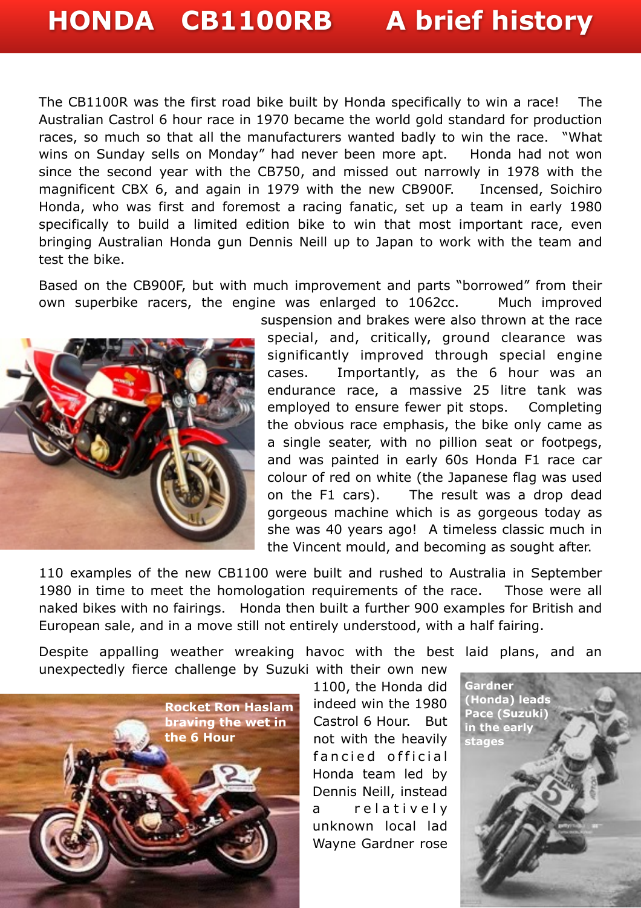# HONDA CB1100RB A brief history

The CB1100R was the first road bike built by Honda specifically to win a race! The Australian Castrol 6 hour race in 1970 became the world gold standard for production races, so much so that all the manufacturers wanted badly to win the race. "What wins on Sunday sells on Monday" had never been more apt. Honda had not won since the second year with the CB750, and missed out narrowly in 1978 with the magnificent CBX 6, and again in 1979 with the new CB900F. Incensed, Soichiro Honda, who was first and foremost a racing fanatic, set up a team in early 1980 specifically to build a limited edition bike to win that most important race, even bringing Australian Honda gun Dennis Neill up to Japan to work with the team and test the bike.

Based on the CB900F, but with much improvement and parts "borrowed" from their own superbike racers, the engine was enlarged to 1062cc. Much improved suspension and brakes were also thrown at the race special, and, critically, ground clearance was significantly improved through special engine cases. Importantly, as the 6 hour was an endurance race, a massive 25 litre tank was employed to ensure fewer pit stops. Completing the obvious race emphasis, the bike only came as a single seater, with no pillion seat or footpegs, and was painted in early 60s Honda F1 race car colour of red on white (the Japanese flag was used on the F1 cars). The result was a drop dead gorgeous machine which is as gorgeous today as she was 40 years ago! A timeless classic much in the Vincent mould, and becoming as sought after.

110 examples of the new CB1100 were built and rushed to Australia in September 1980 in time to meet the homologation requirements of the race. Those were all naked bikes with no fairings. Honda then built a further 900 examples for British and European sale, and in a move still not entirely understood, with a half fairing.

Despite appalling weather wreaking havoc with the best laid plans, and an unexpectedly fierce challenge by Suzuki with their own new 1100, the Honda did indeed win the 1980 Castrol 6 Hour. But not with the heavily fancied official Honda team led by Dennis Neill, instead a relatively unknown local lad Wayne Gardner rose

Rocket Ron Haslam braving the wet in the 6 Hour

Gardner (Honda) leads Pace (Suzuki) in the early stages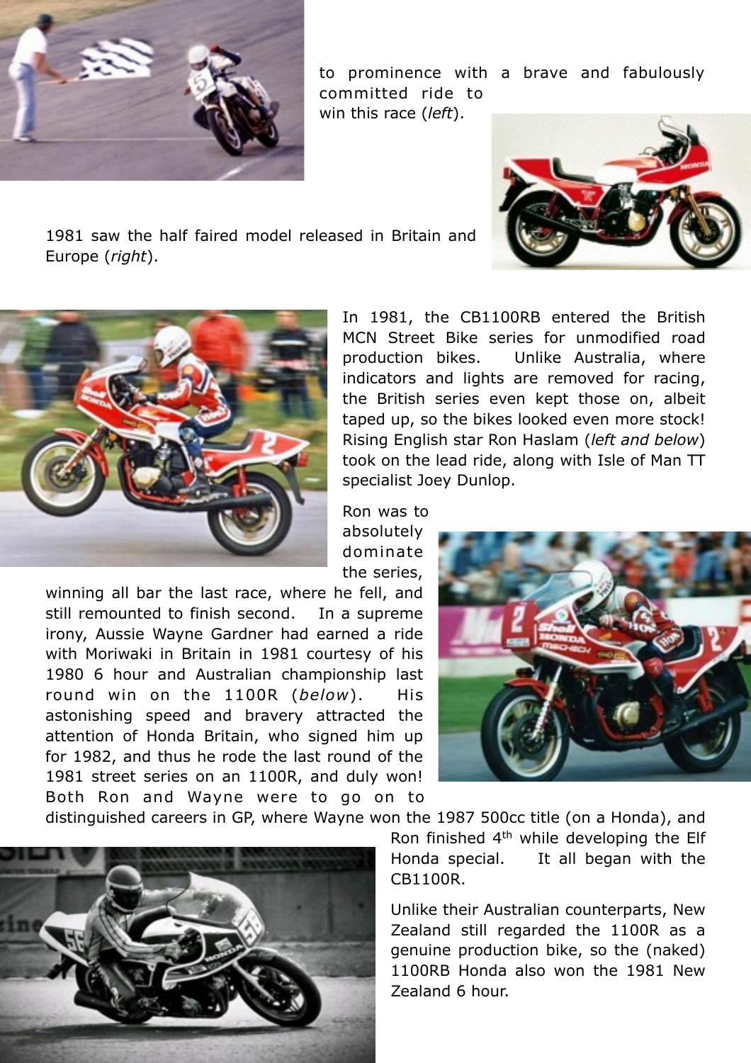to prominence with a brave and fabulously committed ride to win this race (*left*).

1981 saw the half faired model released in Britain and Europe (*right*).

In 1981, the CB1100RB entered the British MCN Street Bike series for unmodified road production bikes. Unlike Australia, where indicators and lights are removed for racing, the British series even kept those on, albeit taped up, so the bikes looked even more stock! Rising English star Ron Haslam (*left and below*) took on the lead ride, along with Isle of Man TT specialist Joey Dunlop.

Ron was to absolutely dominate the series, winning all bar the last race, where he fell, and still remounted to finish second. In a supreme irony, Aussie Wayne Gardner had earned a ride with Moriwaki in Britain in 1981 courtesy of his 1980 6 hour and Australian championship last round win on the 1100R (*below*). His astonishing speed and bravery attracted the attention of Honda Britain, who signed him up for 1982, and thus he rode the last round of the 1981 street series on an 1100R, and duly won! Both Ron and Wayne were to go on to distinguished careers in GP, where Wayne won the 1987 500cc title (on a Honda), and Ron finished 4th while developing the Elf Honda special. It all began with the CB1100R.

Unlike their Australian counterparts, New Zealand still regarded the 1100R as a genuine production bike, so the (naked) 1100RB Honda also won the 1981 New Zealand 6 hour.